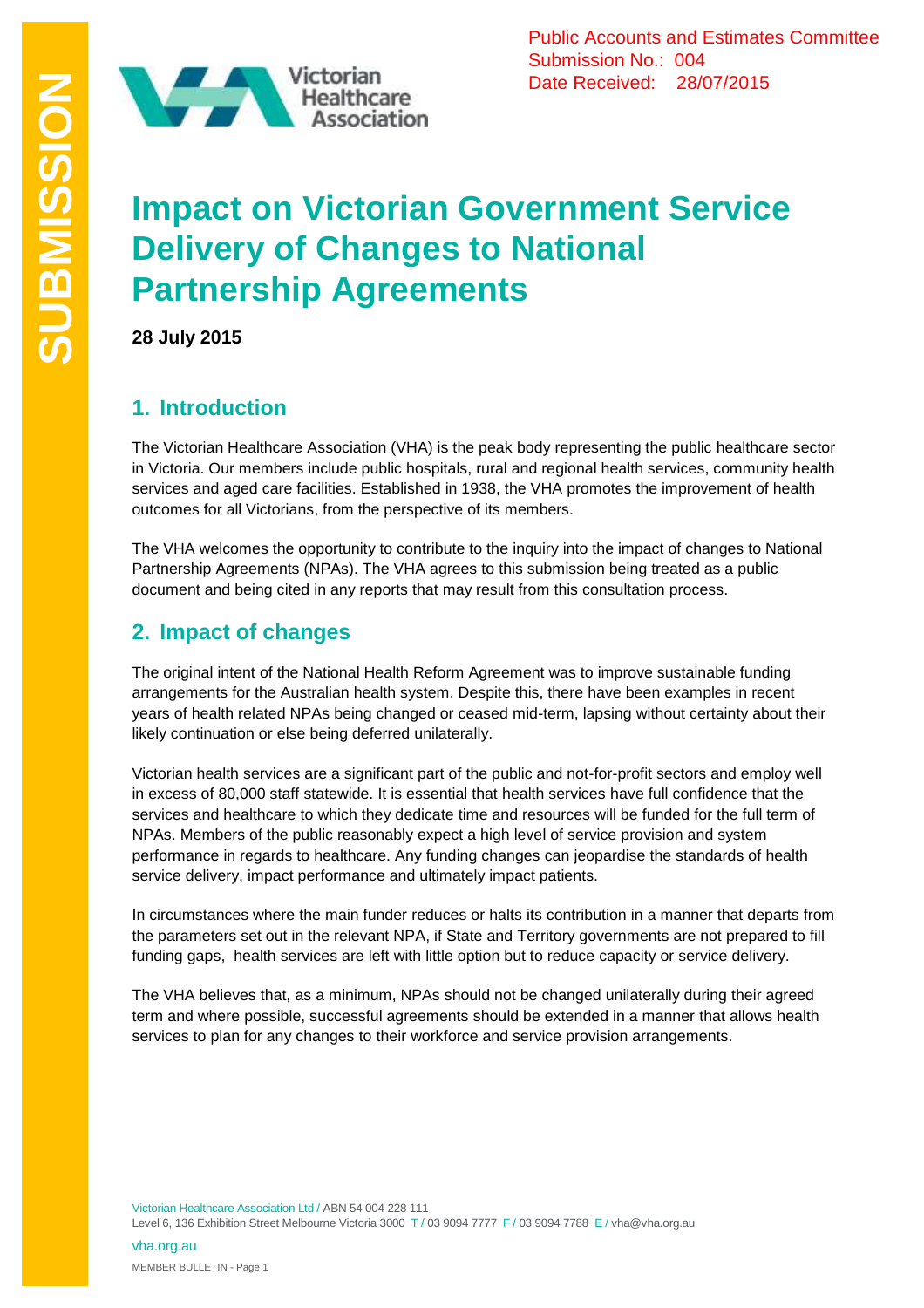Public Accounts and Estimates Committee
Submission No.: 004
Date Received: 28/07/2015

SUBMISSION

# Impact on Victorian Government Service Delivery of Changes to National Partnership Agreements

**28 July 2015**

## 1. Introduction

The Victorian Healthcare Association (VHA) is the peak body representing the public healthcare sector in Victoria. Our members include public hospitals, rural and regional health services, community health services and aged care facilities. Established in 1938, the VHA promotes the improvement of health outcomes for all Victorians, from the perspective of its members.

The VHA welcomes the opportunity to contribute to the inquiry into the impact of changes to National Partnership Agreements (NPAs). The VHA agrees to this submission being treated as a public document and being cited in any reports that may result from this consultation process.

## 2. Impact of changes

The original intent of the National Health Reform Agreement was to improve sustainable funding arrangements for the Australian health system. Despite this, there have been examples in recent years of health related NPAs being changed or ceased mid-term, lapsing without certainty about their likely continuation or else being deferred unilaterally.

Victorian health services are a significant part of the public and not-for-profit sectors and employ well in excess of 80,000 staff statewide. It is essential that health services have full confidence that the services and healthcare to which they dedicate time and resources will be funded for the full term of NPAs. Members of the public reasonably expect a high level of service provision and system performance in regards to healthcare. Any funding changes can jeopardise the standards of health service delivery, impact performance and ultimately impact patients.

In circumstances where the main funder reduces or halts its contribution in a manner that departs from the parameters set out in the relevant NPA, if State and Territory governments are not prepared to fill funding gaps, health services are left with little option but to reduce capacity or service delivery.

The VHA believes that, as a minimum, NPAs should not be changed unilaterally during their agreed term and where possible, successful agreements should be extended in a manner that allows health services to plan for any changes to their workforce and service provision arrangements.

Victorian Healthcare Association Ltd / ABN 54 004 228 111
Level 6, 136 Exhibition Street Melbourne Victoria 3000 T / 03 9094 7777 F / 03 9094 7788 E / vha@vha.org.au

vha.org.au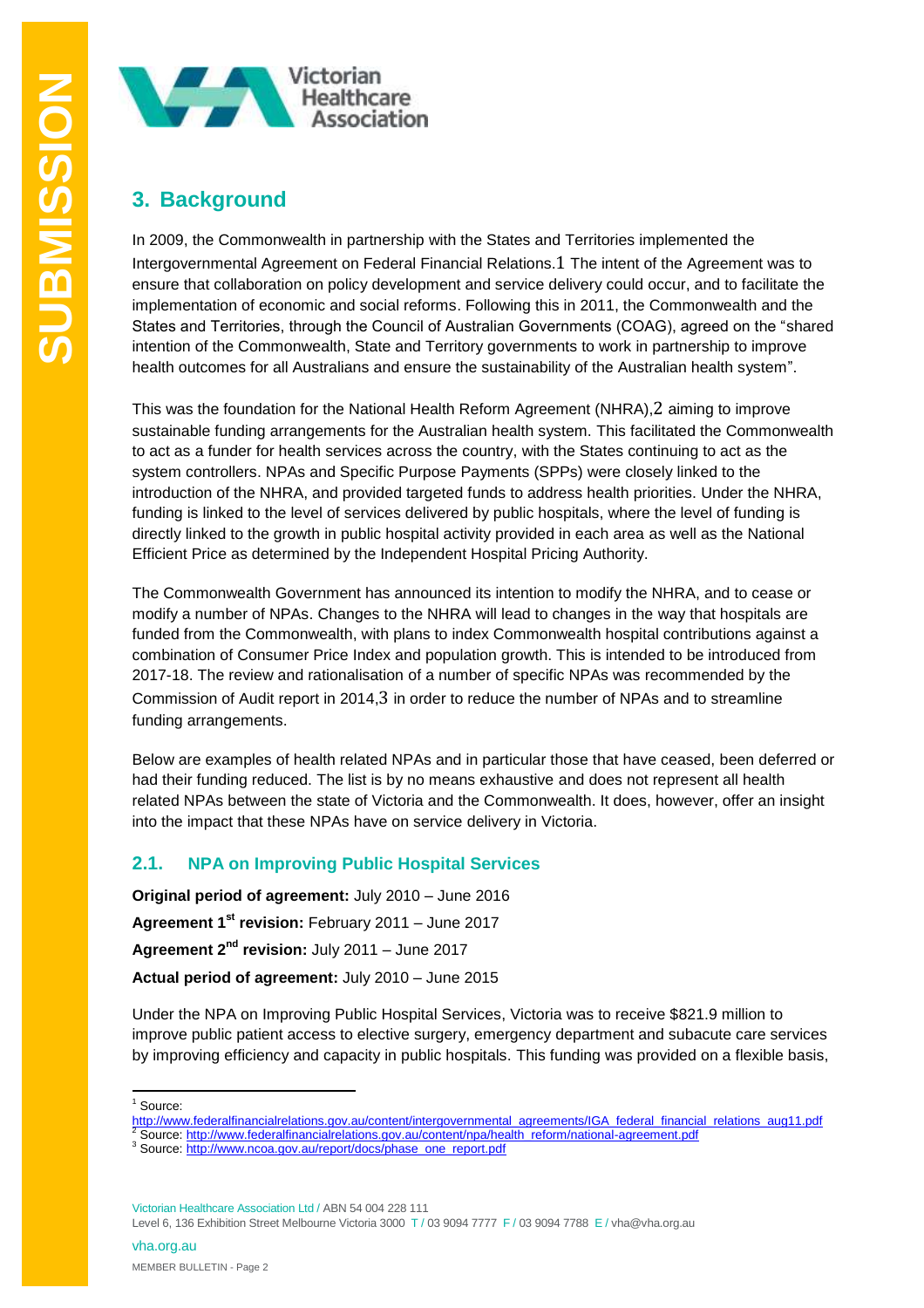## 3. Background

In 2009, the Commonwealth in partnership with the States and Territories implemented the Intergovernmental Agreement on Federal Financial Relations.[1] The intent of the Agreement was to ensure that collaboration on policy development and service delivery could occur, and to facilitate the implementation of economic and social reforms. Following this in 2011, the Commonwealth and the States and Territories, through the Council of Australian Governments (COAG), agreed on the "shared intention of the Commonwealth, State and Territory governments to work in partnership to improve health outcomes for all Australians and ensure the sustainability of the Australian health system".

This was the foundation for the National Health Reform Agreement (NHRA),[2] aiming to improve sustainable funding arrangements for the Australian health system. This facilitated the Commonwealth to act as a funder for health services across the country, with the States continuing to act as the system controllers. NPAs and Specific Purpose Payments (SPPs) were closely linked to the introduction of the NHRA, and provided targeted funds to address health priorities. Under the NHRA, funding is linked to the level of services delivered by public hospitals, where the level of funding is directly linked to the growth in public hospital activity provided in each area as well as the National Efficient Price as determined by the Independent Hospital Pricing Authority.

The Commonwealth Government has announced its intention to modify the NHRA, and to cease or modify a number of NPAs. Changes to the NHRA will lead to changes in the way that hospitals are funded from the Commonwealth, with plans to index Commonwealth hospital contributions against a combination of Consumer Price Index and population growth. This is intended to be introduced from 2017-18. The review and rationalisation of a number of specific NPAs was recommended by the Commission of Audit report in 2014,[3] in order to reduce the number of NPAs and to streamline funding arrangements.

Below are examples of health related NPAs and in particular those that have ceased, been deferred or had their funding reduced. The list is by no means exhaustive and does not represent all health related NPAs between the state of Victoria and the Commonwealth. It does, however, offer an insight into the impact that these NPAs have on service delivery in Victoria.

### 2.1. NPA on Improving Public Hospital Services

**Original period of agreement:** July 2010 – June 2016

**Agreement 1st revision:** February 2011 – June 2017

**Agreement 2nd revision:** July 2011 – June 2017

**Actual period of agreement:** July 2010 – June 2015

Under the NPA on Improving Public Hospital Services, Victoria was to receive $821.9 million to improve public patient access to elective surgery, emergency department and subacute care services by improving efficiency and capacity in public hospitals. This funding was provided on a flexible basis,

---

[1] Source: http://www.federalfinancialrelations.gov.au/content/intergovernmental_agreements/IGA_federal_financial_relations_aug11.pdf

[2] Source: http://www.federalfinancialrelations.gov.au/content/npa/health_reform/national-agreement.pdf

[3] Source: http://www.ncoa.gov.au/report/docs/phase_one_report.pdf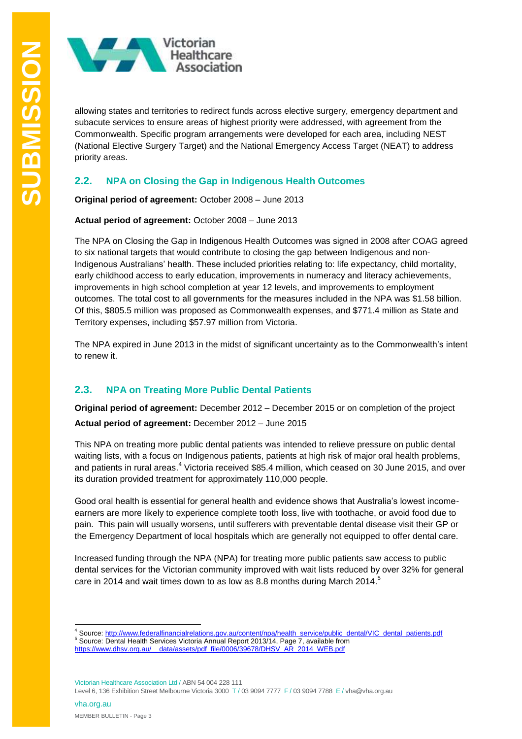allowing states and territories to redirect funds across elective surgery, emergency department and subacute services to ensure areas of highest priority were addressed, with agreement from the Commonwealth. Specific program arrangements were developed for each area, including NEST (National Elective Surgery Target) and the National Emergency Access Target (NEAT) to address priority areas.

## 2.2. NPA on Closing the Gap in Indigenous Health Outcomes

**Original period of agreement:** October 2008 – June 2013

**Actual period of agreement:** October 2008 – June 2013

The NPA on Closing the Gap in Indigenous Health Outcomes was signed in 2008 after COAG agreed to six national targets that would contribute to closing the gap between Indigenous and non-Indigenous Australians' health. These included priorities relating to: life expectancy, child mortality, early childhood access to early education, improvements in numeracy and literacy achievements, improvements in high school completion at year 12 levels, and improvements to employment outcomes. The total cost to all governments for the measures included in the NPA was $1.58 billion. Of this, $805.5 million was proposed as Commonwealth expenses, and $771.4 million as State and Territory expenses, including $57.97 million from Victoria.

The NPA expired in June 2013 in the midst of significant uncertainty as to the Commonwealth's intent to renew it.

## 2.3. NPA on Treating More Public Dental Patients

**Original period of agreement:** December 2012 – December 2015 or on completion of the project

**Actual period of agreement:** December 2012 – June 2015

This NPA on treating more public dental patients was intended to relieve pressure on public dental waiting lists, with a focus on Indigenous patients, patients at high risk of major oral health problems, and patients in rural areas.[4] Victoria received $85.4 million, which ceased on 30 June 2015, and over its duration provided treatment for approximately 110,000 people.

Good oral health is essential for general health and evidence shows that Australia's lowest income-earners are more likely to experience complete tooth loss, live with toothache, or avoid food due to pain. This pain will usually worsens, until sufferers with preventable dental disease visit their GP or the Emergency Department of local hospitals which are generally not equipped to offer dental care.

Increased funding through the NPA (NPA) for treating more public patients saw access to public dental services for the Victorian community improved with wait lists reduced by over 32% for general care in 2014 and wait times down to as low as 8.8 months during March 2014.[5]

---

[4] Source: http://www.federalfinancialrelations.gov.au/content/npa/health_service/public_dental/VIC_dental_patients.pdf

[5] Source: Dental Health Services Victoria Annual Report 2013/14, Page 7, available from https://www.dhsv.org.au/__data/assets/pdf_file/0006/39678/DHSV_AR_2014_WEB.pdf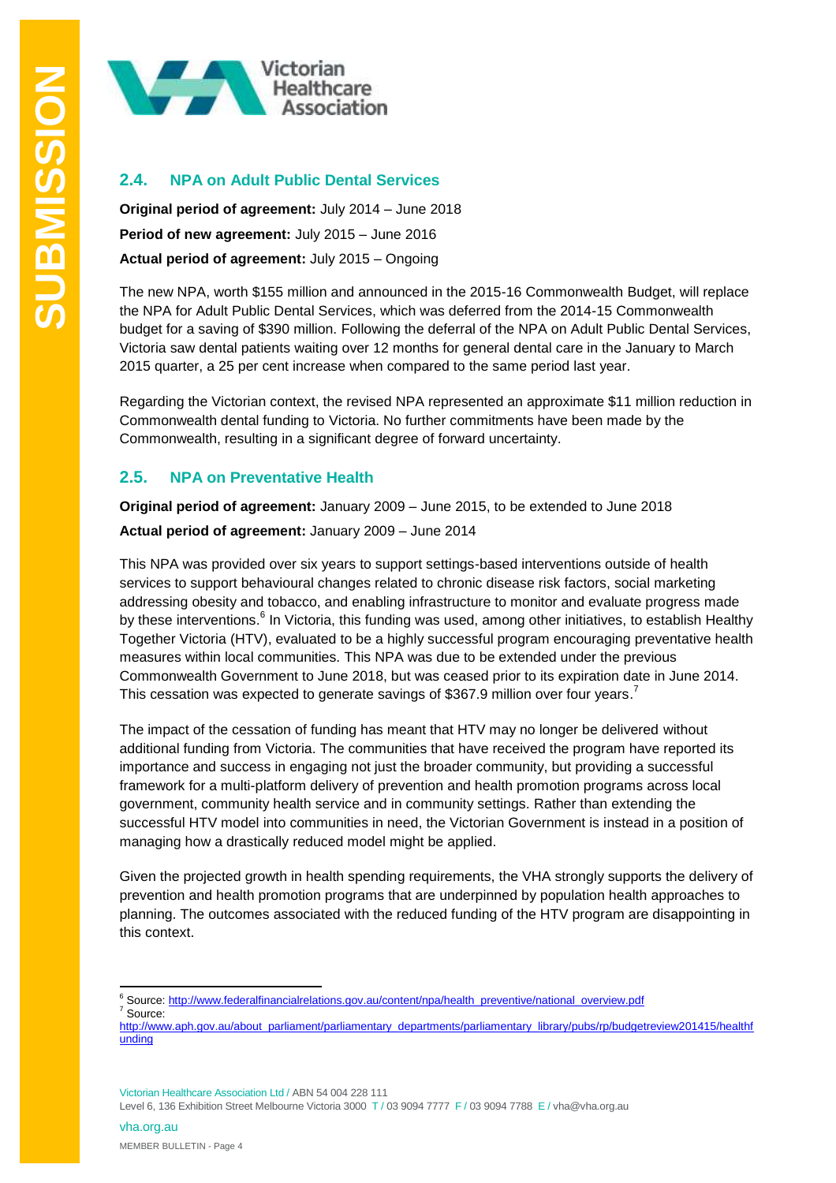## 2.4. NPA on Adult Public Dental Services

**Original period of agreement:** July 2014 – June 2018

**Period of new agreement:** July 2015 – June 2016

**Actual period of agreement:** July 2015 – Ongoing

The new NPA, worth $155 million and announced in the 2015-16 Commonwealth Budget, will replace the NPA for Adult Public Dental Services, which was deferred from the 2014-15 Commonwealth budget for a saving of $390 million. Following the deferral of the NPA on Adult Public Dental Services, Victoria saw dental patients waiting over 12 months for general dental care in the January to March 2015 quarter, a 25 per cent increase when compared to the same period last year.

Regarding the Victorian context, the revised NPA represented an approximate $11 million reduction in Commonwealth dental funding to Victoria. No further commitments have been made by the Commonwealth, resulting in a significant degree of forward uncertainty.

## 2.5. NPA on Preventative Health

**Original period of agreement:** January 2009 – June 2015, to be extended to June 2018

**Actual period of agreement:** January 2009 – June 2014

This NPA was provided over six years to support settings-based interventions outside of health services to support behavioural changes related to chronic disease risk factors, social marketing addressing obesity and tobacco, and enabling infrastructure to monitor and evaluate progress made by these interventions.[6] In Victoria, this funding was used, among other initiatives, to establish Healthy Together Victoria (HTV), evaluated to be a highly successful program encouraging preventative health measures within local communities. This NPA was due to be extended under the previous Commonwealth Government to June 2018, but was ceased prior to its expiration date in June 2014. This cessation was expected to generate savings of $367.9 million over four years.[7]

The impact of the cessation of funding has meant that HTV may no longer be delivered without additional funding from Victoria. The communities that have received the program have reported its importance and success in engaging not just the broader community, but providing a successful framework for a multi-platform delivery of prevention and health promotion programs across local government, community health service and in community settings. Rather than extending the successful HTV model into communities in need, the Victorian Government is instead in a position of managing how a drastically reduced model might be applied.

Given the projected growth in health spending requirements, the VHA strongly supports the delivery of prevention and health promotion programs that are underpinned by population health approaches to planning. The outcomes associated with the reduced funding of the HTV program are disappointing in this context.

---

[6] Source: http://www.federalfinancialrelations.gov.au/content/npa/health_preventive/national_overview.pdf

[7] Source: http://www.aph.gov.au/about_parliament/parliamentary_departments/parliamentary_library/pubs/rp/budgetreview201415/healthfunding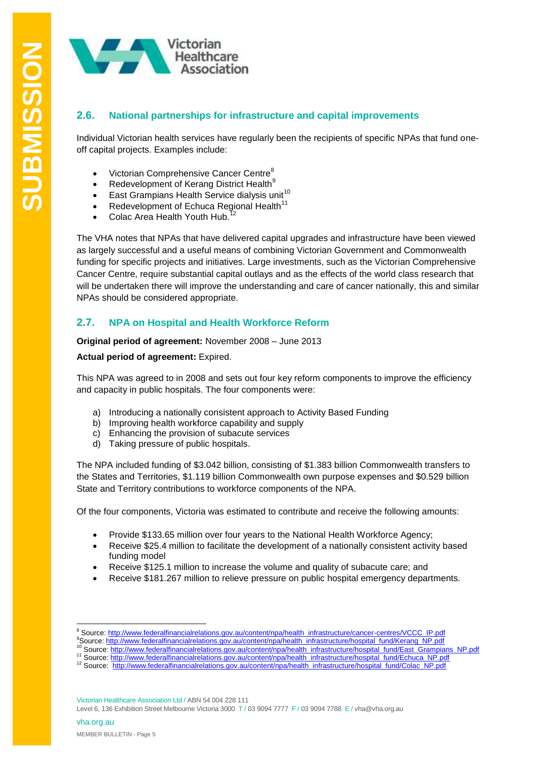### 2.6. National partnerships for infrastructure and capital improvements

Individual Victorian health services have regularly been the recipients of specific NPAs that fund one-off capital projects. Examples include:

- Victorian Comprehensive Cancer Centre[8]
- Redevelopment of Kerang District Health[9]
- East Grampians Health Service dialysis unit[10]
- Redevelopment of Echuca Regional Health[11]
- Colac Area Health Youth Hub.[12]

The VHA notes that NPAs that have delivered capital upgrades and infrastructure have been viewed as largely successful and a useful means of combining Victorian Government and Commonwealth funding for specific projects and initiatives. Large investments, such as the Victorian Comprehensive Cancer Centre, require substantial capital outlays and as the effects of the world class research that will be undertaken there will improve the understanding and care of cancer nationally, this and similar NPAs should be considered appropriate.

### 2.7. NPA on Hospital and Health Workforce Reform

**Original period of agreement:** November 2008 – June 2013

**Actual period of agreement:** Expired.

This NPA was agreed to in 2008 and sets out four key reform components to improve the efficiency and capacity in public hospitals. The four components were:

a) Introducing a nationally consistent approach to Activity Based Funding
b) Improving health workforce capability and supply
c) Enhancing the provision of subacute services
d) Taking pressure of public hospitals.

The NPA included funding of $3.042 billion, consisting of $1.383 billion Commonwealth transfers to the States and Territories, $1.119 billion Commonwealth own purpose expenses and $0.529 billion State and Territory contributions to workforce components of the NPA.

Of the four components, Victoria was estimated to contribute and receive the following amounts:

- Provide $133.65 million over four years to the National Health Workforce Agency;
- Receive $25.4 million to facilitate the development of a nationally consistent activity based funding model
- Receive $125.1 million to increase the volume and quality of subacute care; and
- Receive $181.267 million to relieve pressure on public hospital emergency departments.

---

[8] Source: http://www.federalfinancialrelations.gov.au/content/npa/health_infrastructure/cancer-centres/VCCC_IP.pdf
[9] Source: http://www.federalfinancialrelations.gov.au/content/npa/health_infrastructure/hospital_fund/Kerang_NP.pdf
[10] Source: http://www.federalfinancialrelations.gov.au/content/npa/health_infrastructure/hospital_fund/East_Grampians_NP.pdf
[11] Source: http://www.federalfinancialrelations.gov.au/content/npa/health_infrastructure/hospital_fund/Echuca_NP.pdf
[12] Source: http://www.federalfinancialrelations.gov.au/content/npa/health_infrastructure/hospital_fund/Colac_NP.pdf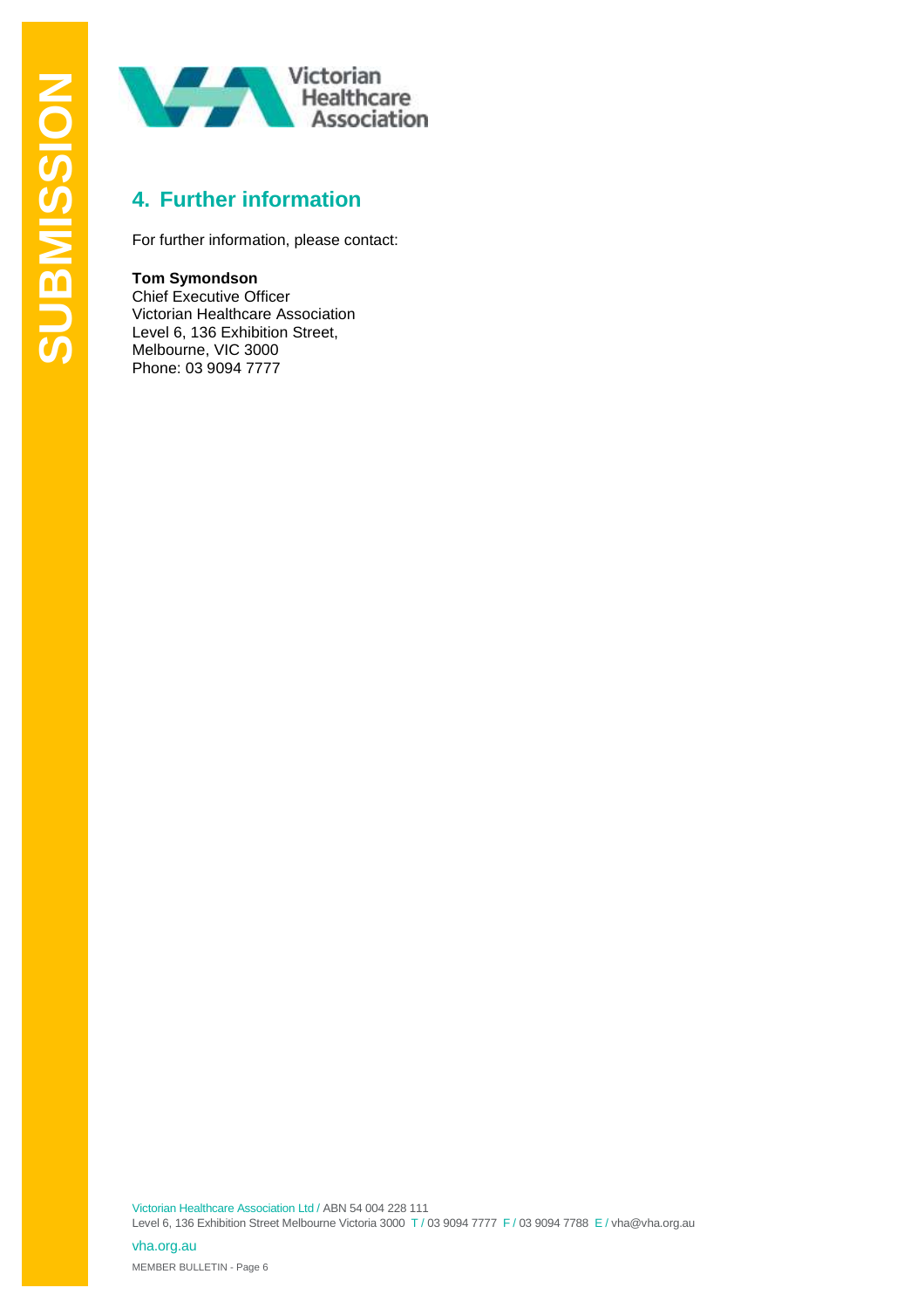## 4. Further information

For further information, please contact:

**Tom Symondson**
Chief Executive Officer
Victorian Healthcare Association
Level 6, 136 Exhibition Street,
Melbourne, VIC 3000
Phone: 03 9094 7777